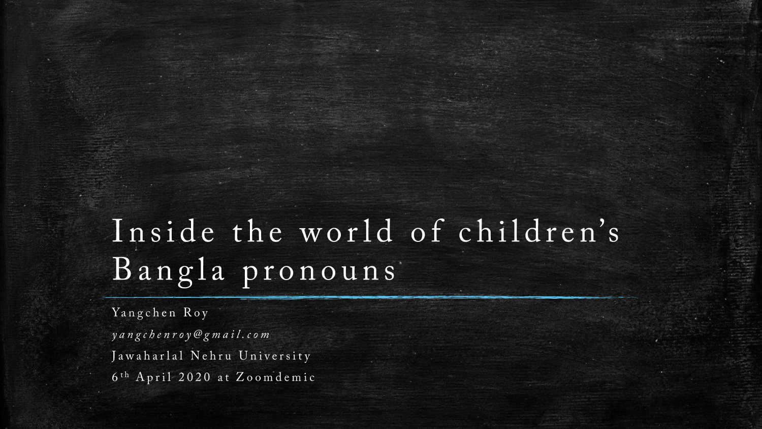# Inside the world of children's Bangla pronouns

Yangchen Roy

*yangchenroy@gmail.com*

Jawaharlal Nehru University

6th April 2020 at Zoomdemic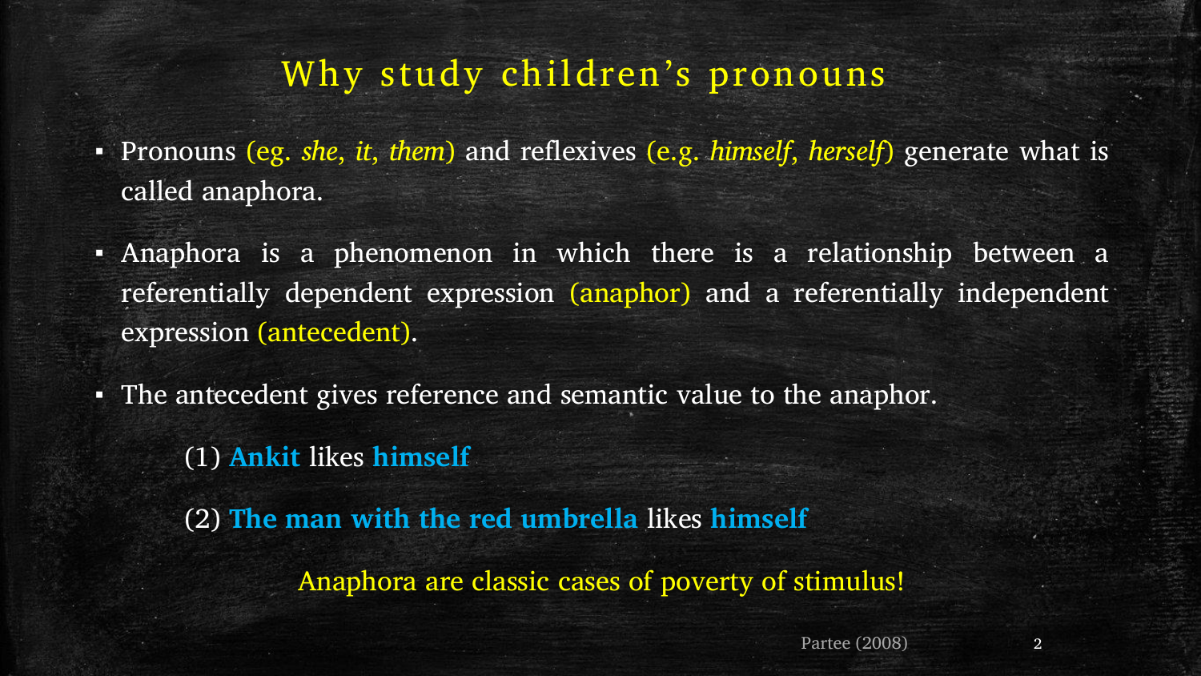# Why study children's pronouns

- Pronouns (eg. *she, it, them*) and reflexives (e.g. *himself, herself*) generate what is called anaphora.
- Anaphora is a phenomenon in which there is a relationship between a referentially dependent expression (anaphor) and a referentially independent expression (antecedent).
- The antecedent gives reference and semantic value to the anaphor.

(1) **Ankit** likes **himself**

(2) **The man with the red umbrella** likes **himself**

Anaphora are classic cases of poverty of stimulus!

Partee (2008)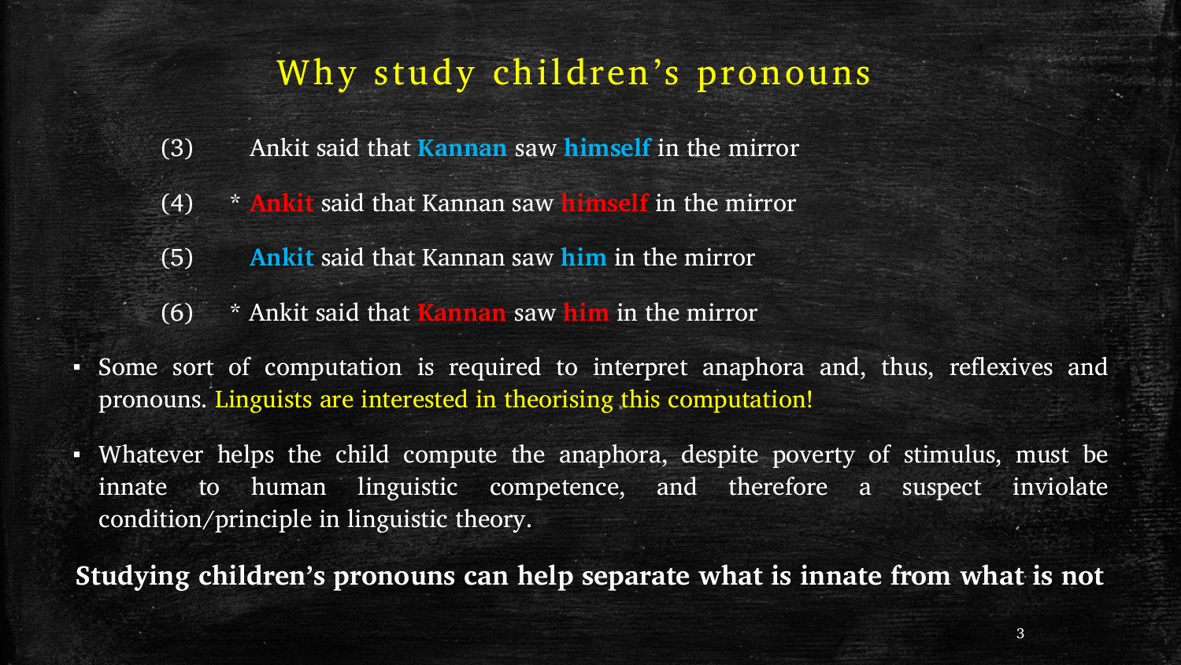# Why study children's pronouns

(3) Ankit said that **Kannan** saw **himself** in the mirror

(4) * **Ankit** said that Kannan saw **himself** in the mirror

(5) **Ankit** said that Kannan saw **him** in the mirror

(6) * Ankit said that **Kannan** saw **him** in the mirror

- Some sort of computation is required to interpret anaphora and, thus, reflexives and pronouns. Linguists are interested in theorising this computation!
- Whatever helps the child compute the anaphora, despite poverty of stimulus, must be innate to human linguistic competence, and therefore a suspect inviolate condition/principle in linguistic theory.

**Studying children's pronouns can help separate what is innate from what is not**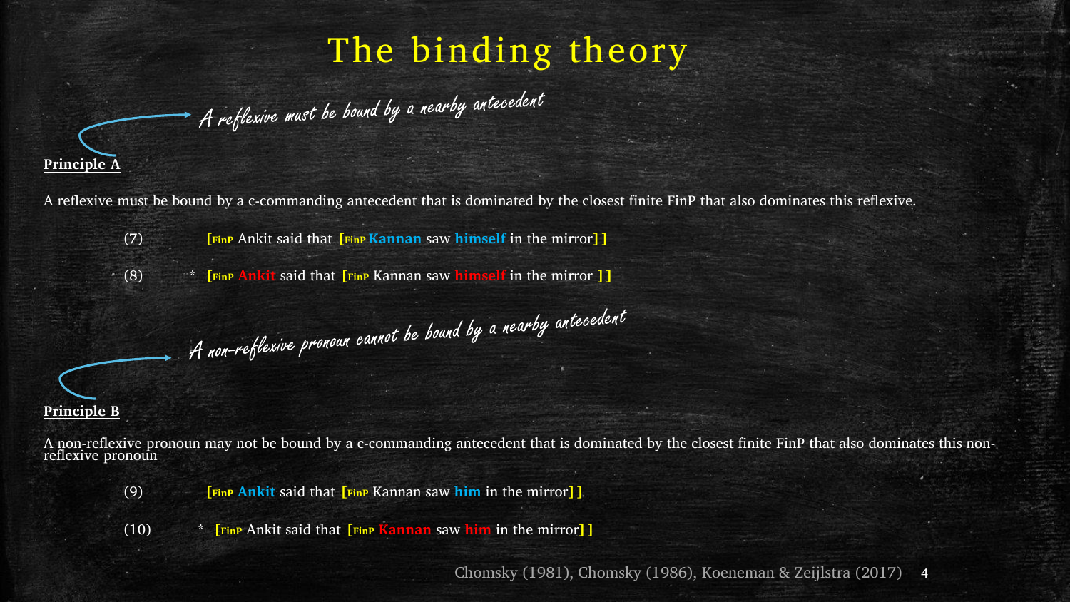# The binding theory

*A reflexive must be bound by a nearby antecedent*

**Principle A**

A reflexive must be bound by a c-commanding antecedent that is dominated by the closest finite FinP that also dominates this reflexive.

(7) [FinP Ankit said that [FinP **Kannan** saw **himself** in the mirror]]

(8) * [FinP **Ankit** said that [FinP Kannan saw **himself** in the mirror ]]

*A non-reflexive pronoun cannot be bound by a nearby antecedent*

**Principle B**

A non-reflexive pronoun may not be bound by a c-commanding antecedent that is dominated by the closest finite FinP that also dominates this non-reflexive pronoun

(9) [FinP **Ankit** said that [FinP Kannan saw **him** in the mirror]]

(10) * [FinP Ankit said that [FinP **Kannan** saw **him** in the mirror]]

Chomsky (1981), Chomsky (1986), Koeneman & Zeijlstra (2017)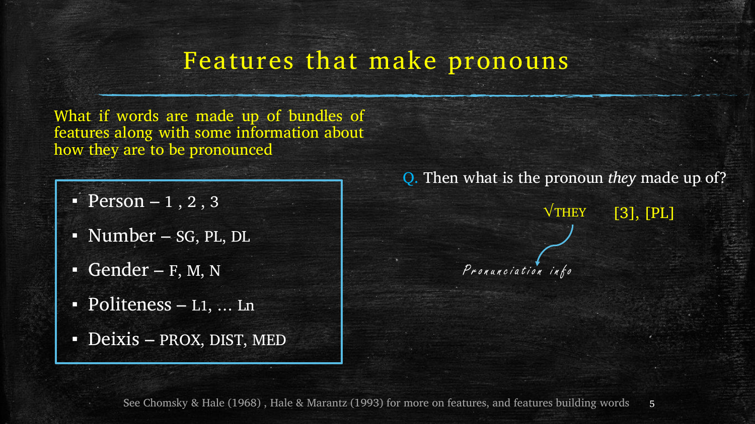# Features that make pronouns

What if words are made up of bundles of features along with some information about how they are to be pronounced

- Person – 1 , 2 , 3
- Number – SG, PL, DL
- Gender – F, M, N
- Politeness – L1, … Ln
- Deixis – PROX, DIST, MED

Q. Then what is the pronoun *they* made up of?

√THEY [3], [PL]

Pronunciation info

See Chomsky & Hale (1968) , Hale & Marantz (1993) for more on features, and features building words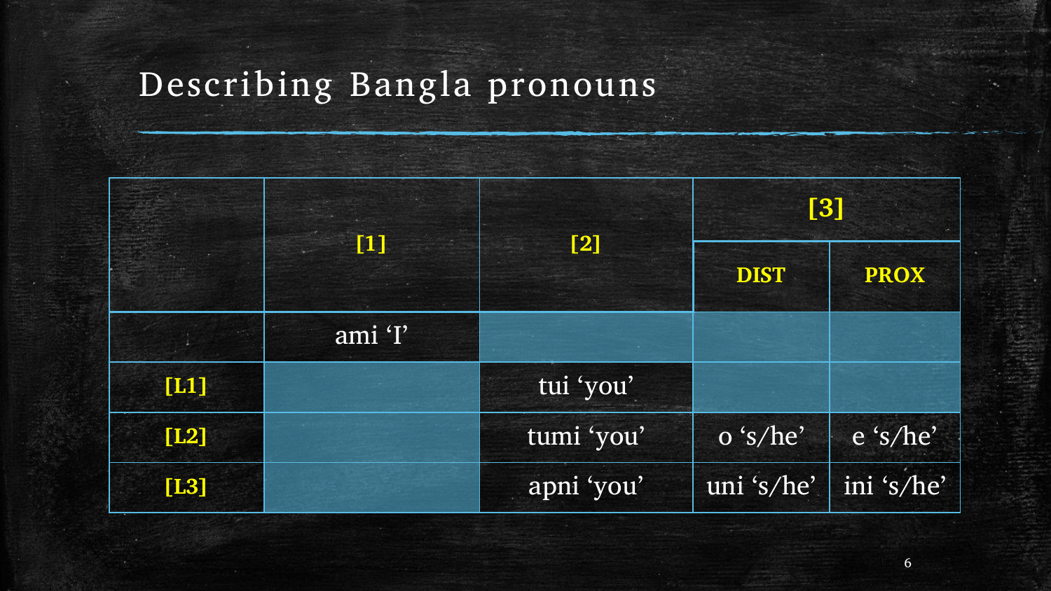# Describing Bangla pronouns

| | [1] | [2] | [3] | |
|---|---|---|---|---|
| | | | DIST | PROX |
| | ami 'I' | | | |
| [L1] | | tui 'you' | | |
| [L2] | | tumi 'you' | o 's/he' | e 's/he' |
| [L3] | | apni 'you' | uni 's/he' | ini 's/he' |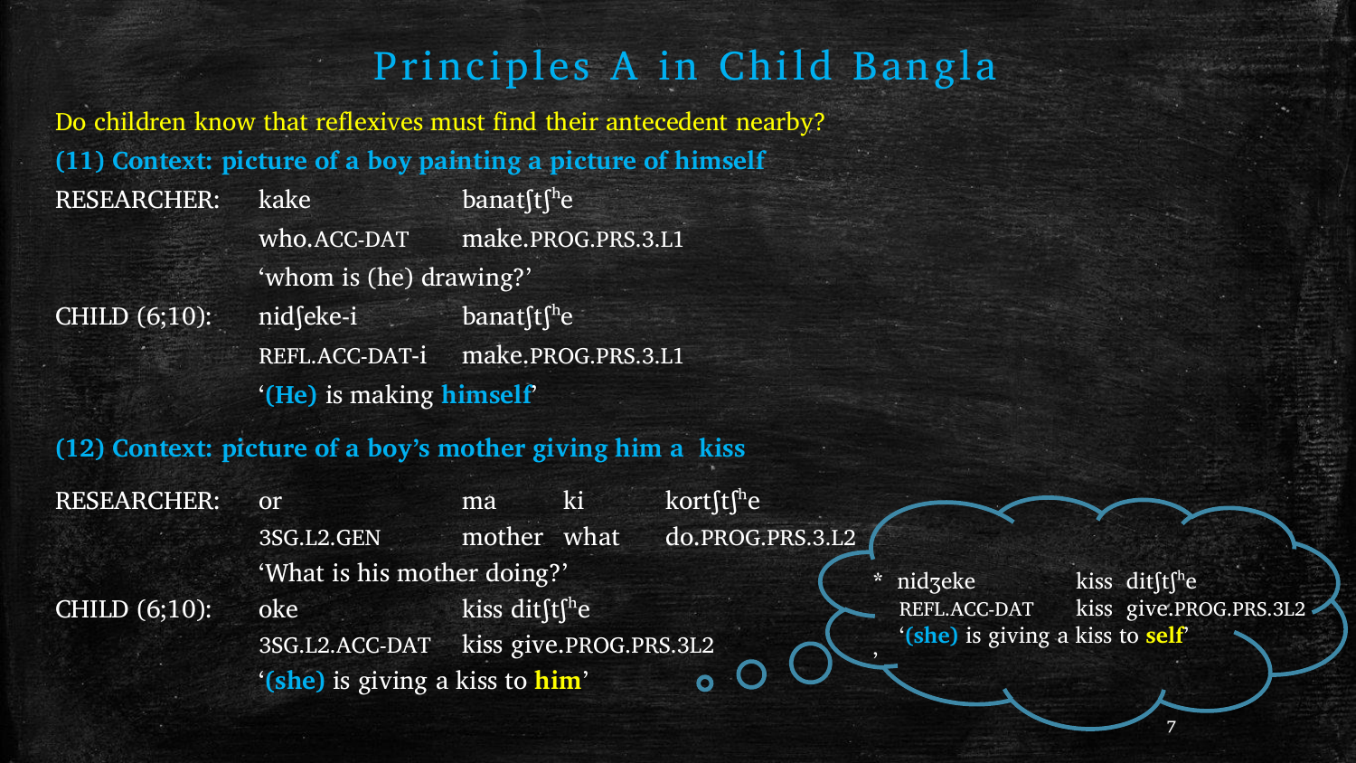# Principles A in Child Bangla

Do children know that reflexives must find their antecedent nearby?

**(11) Context: picture of a boy painting a picture of himself**

| | | |
|---|---|---|
| RESEARCHER: | kake | banatʃtʃʰe |
| | who.ACC-DAT | make.PROG.PRS.3.L1 |
| | ‘whom is (he) drawing?’ | |
| CHILD (6;10): | nidʃeke-i | banatʃtʃʰe |
| | REFL.ACC-DAT-i | make.PROG.PRS.3.L1 |
| | ‘**(He)** is making **himself**’ | |

**(12) Context: picture of a boy’s mother giving him a kiss**

| | | | | |
|---|---|---|---|---|
| RESEARCHER: | or | ma | ki | kortʃtʃʰe |
| | 3SG.L2.GEN | mother | what | do.PROG.PRS.3.L2 |
| | ‘What is his mother doing?’ | | | |
| CHILD (6;10): | oke | kiss ditʃtʃʰe | | |
| | 3SG.L2.ACC-DAT | kiss give.PROG.PRS.3L2 | | |
| | ‘**(she)** is giving a kiss to **him**’ | | | |

| | | |
|---|---|---|
| * | nidʒeke | kiss ditʃtʃʰe |
| | REFL.ACC-DAT | kiss give.PROG.PRS.3L2 |
| | ‘**(she)** is giving a kiss to **self**’ | |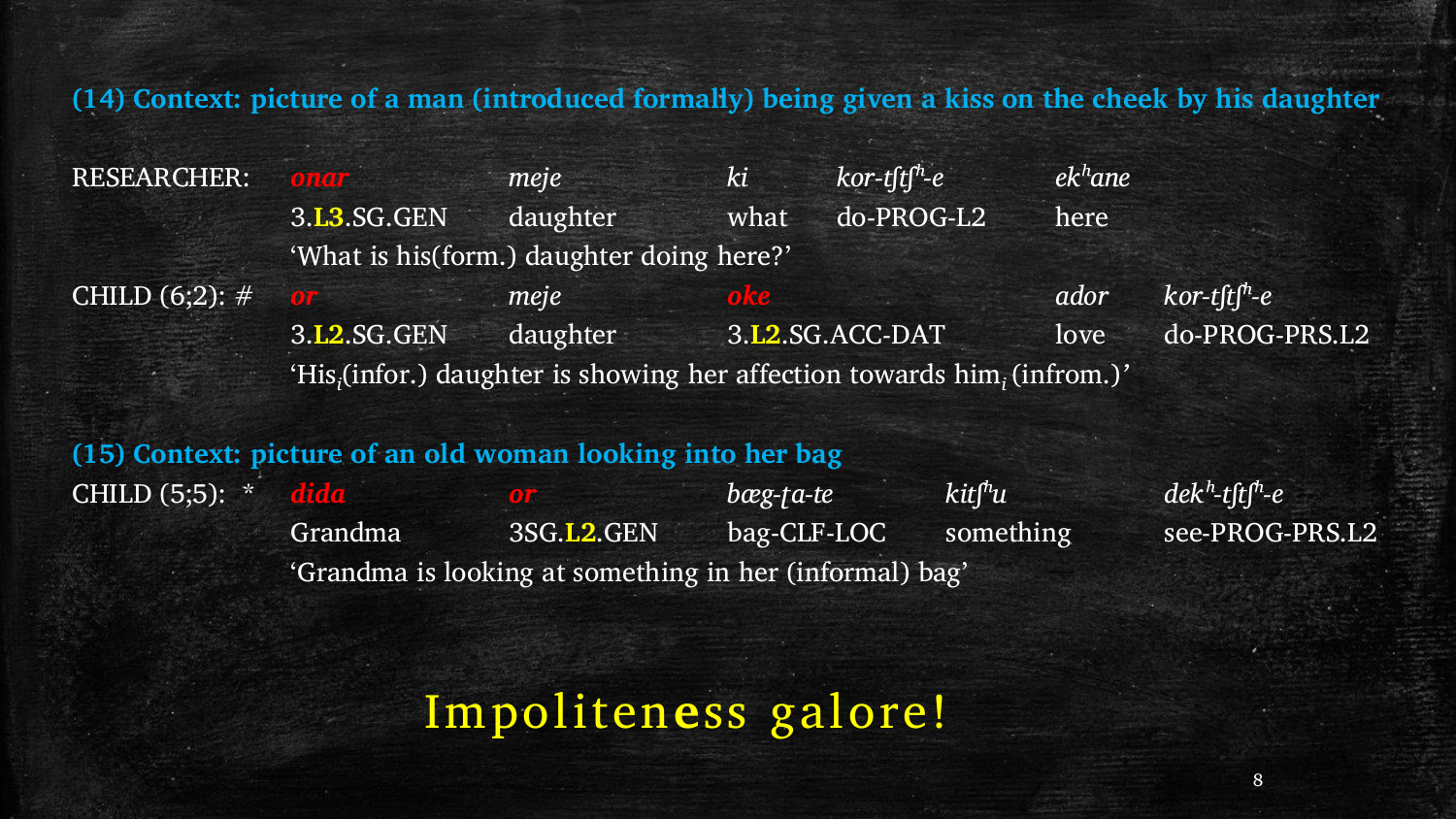**(14) Context: picture of a man (introduced formally) being given a kiss on the cheek by his daughter**

| | | | | | | |
|---|---|---|---|---|---|---|
| RESEARCHER: | ***onar*** | *meje* | *ki* | *kor-tʃtʃʰ-e* | *ekʰane* | |
| | 3.**L3**.SG.GEN | daughter | what | do-PROG-L2 | here | |
| | 'What is his(form.) daughter doing here?' | | | | | |
| CHILD (6;2): # | ***or*** | *meje* | ***oke*** | | *ador* | *kor-tʃtʃʰ-e* |
| | 3.**L2**.SG.GEN | daughter | 3.**L2**.SG.ACC-DAT | | love | do-PROG-PRS.L2 |
| | 'His$_i$(infor.) daughter is showing her affection towards him$_i$ (infrom.)' | | | | | |

**(15) Context: picture of an old woman looking into her bag**

| | | | | | |
|---|---|---|---|---|---|
| CHILD (5;5): * | ***dida*** | ***or*** | *bæg-ʈa-te* | *kitʃʰu* | *dekʰ-tʃtʃʰ-e* |
| | Grandma | 3SG.**L2**.GEN | bag-CLF-LOC | something | see-PROG-PRS.L2 |
| | 'Grandma is looking at something in her (informal) bag' | | | | |

Impoliteness galore!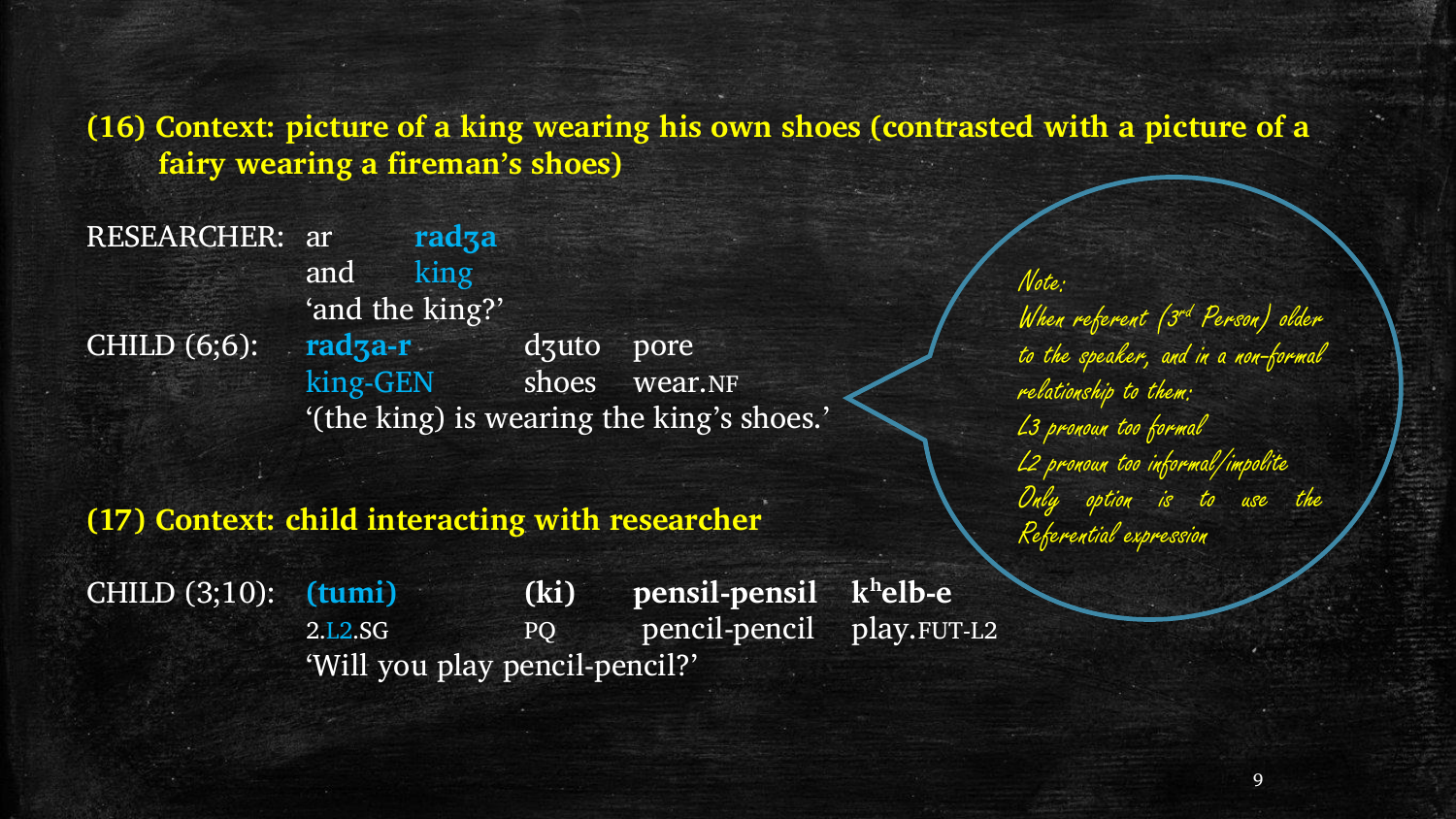**(16) Context: picture of a king wearing his own shoes (contrasted with a picture of a fairy wearing a fireman's shoes)**

| | | | |
|---|---|---|---|
| RESEARCHER: | ar | **radʒa** | |
| | and | king | |
| | 'and the king?' | | |
| CHILD (6;6): | **radʒa-r** | dʒuto | pore |
| | king-GEN | shoes | wear.NF |
| | '(the king) is wearing the king's shoes.' | | |

*Note:*
*When referent ($3^{rd}$ Person) older to the speaker, and in a non-formal relationship to them:*
*L3 pronoun too formal*
*L2 pronoun too informal/impolite*
*Only option is to use the Referential expression*

**(17) Context: child interacting with researcher**

| | | | | |
|---|---|---|---|---|
| CHILD (3;10): | **(tumi)** | **(ki)** | **pensil-pensil** | **$k^h$elb-e** |
| | 2.L2.SG | PQ | pencil-pencil | play.FUT-L2 |
| | 'Will you play pencil-pencil?' | | | |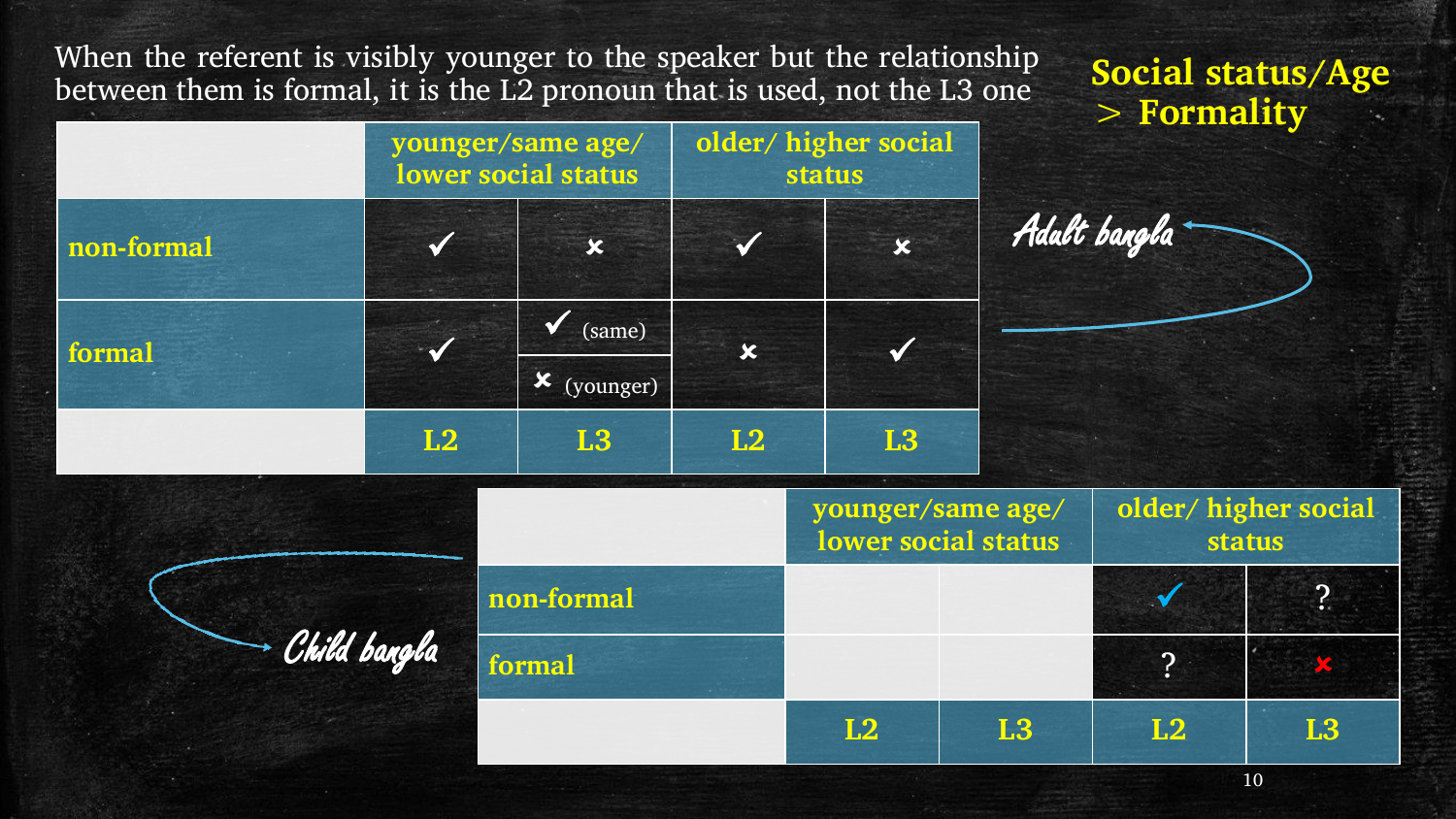When the referent is visibly younger to the speaker but the relationship between them is formal, it is the L2 pronoun that is used, not the L3 one

**Social status/Age > Formality**

Adult bangla

| | younger/same age/ lower social status | | older/ higher social status | |
|---|---|---|---|---|
| non-formal | ✓ | ✗ | ✓ | ✗ |
| formal | ✓ | ✓ (same) / ✗ (younger) | ✗ | ✓ |
| | L2 | L3 | L2 | L3 |

Child bangla

| | younger/same age/ lower social status | | older/ higher social status | |
|---|---|---|---|---|
| non-formal | | | ✓ | ? |
| formal | | | ? | ✗ |
| | L2 | L3 | L2 | L3 |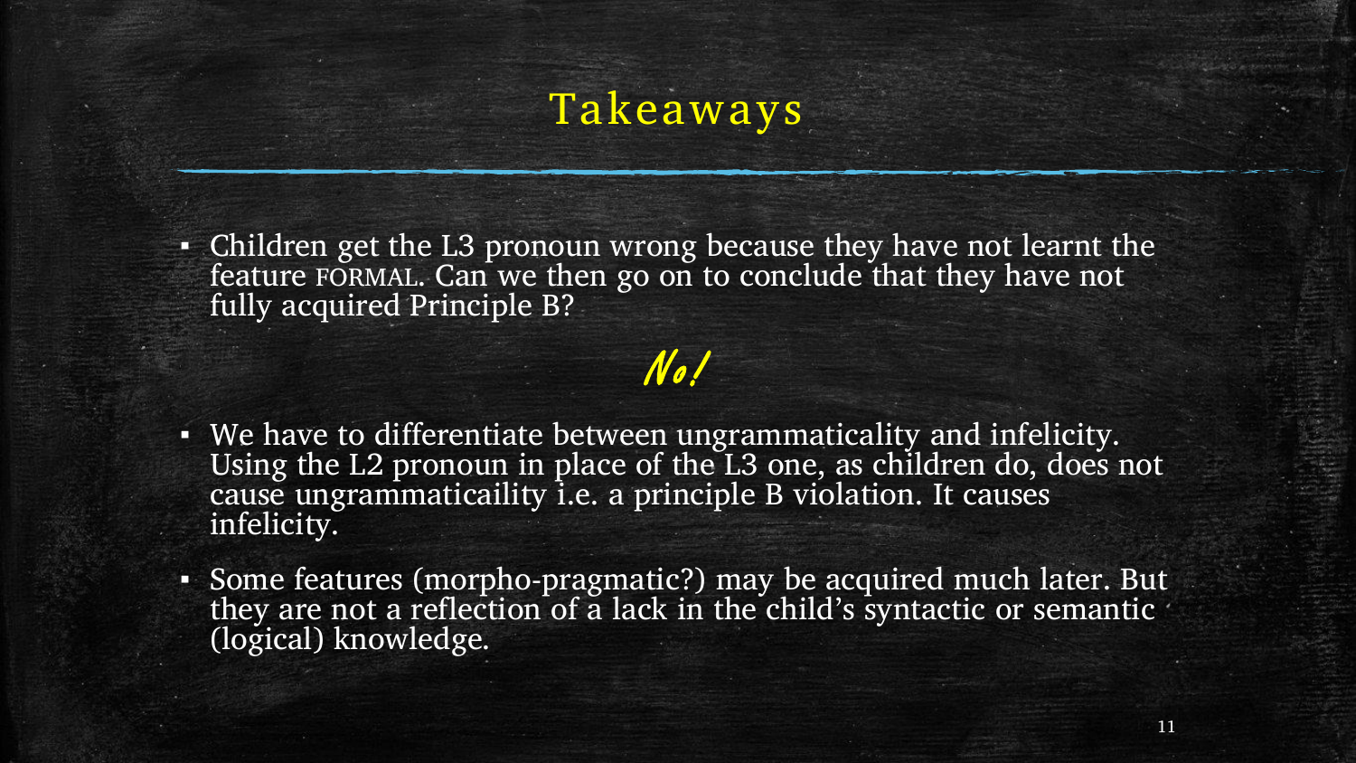# Takeaways

- Children get the L3 pronoun wrong because they have not learnt the feature FORMAL. Can we then go on to conclude that they have not fully acquired Principle B?

***No!***

- We have to differentiate between ungrammaticality and infelicity. Using the L2 pronoun in place of the L3 one, as children do, does not cause ungrammaticaility i.e. a principle B violation. It causes infelicity.
- Some features (morpho-pragmatic?) may be acquired much later. But they are not a reflection of a lack in the child's syntactic or semantic (logical) knowledge.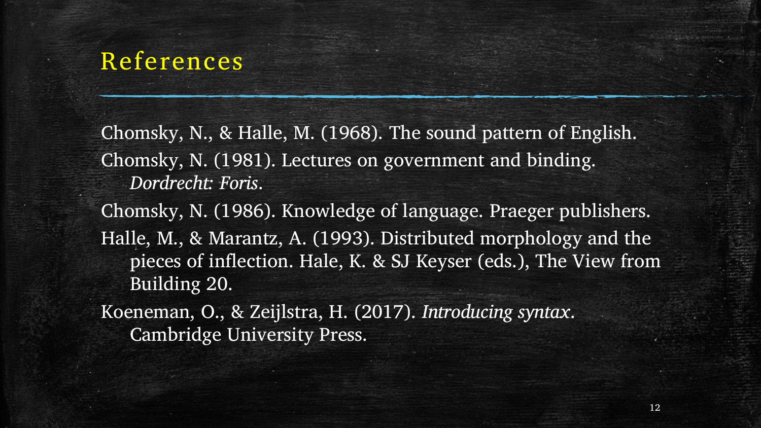## References

Chomsky, N., & Halle, M. (1968). The sound pattern of English.

Chomsky, N. (1981). Lectures on government and binding. *Dordrecht: Foris*.

Chomsky, N. (1986). Knowledge of language. Praeger publishers.

Halle, M., & Marantz, A. (1993). Distributed morphology and the pieces of inflection. Hale, K. & SJ Keyser (eds.), The View from Building 20.

Koeneman, O., & Zeijlstra, H. (2017). *Introducing syntax*. Cambridge University Press.